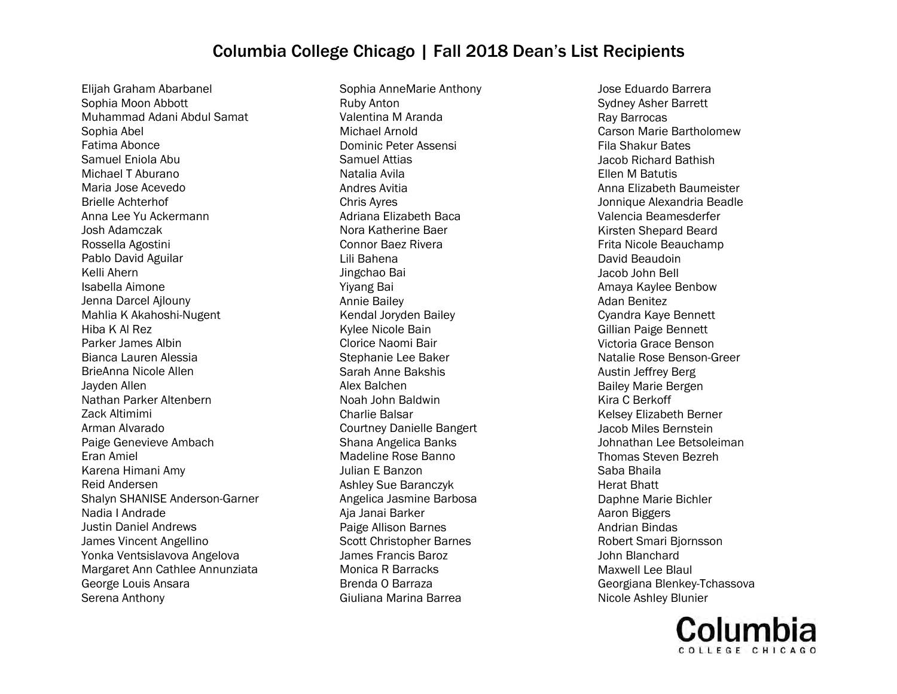# Columbia College Chicago | Fall 2018 Dean's List Recipients

Elijah Graham Abarbanel
Sophia Moon Abbott
Muhammad Adani Abdul Samat
Sophia Abel
Fatima Abonce
Samuel Eniola Abu
Michael T Aburano
Maria Jose Acevedo
Brielle Achterhof
Anna Lee Yu Ackermann
Josh Adamczak
Rossella Agostini
Pablo David Aguilar
Kelli Ahern
Isabella Aimone
Jenna Darcel Ajlouny
Mahlia K Akahoshi-Nugent
Hiba K Al Rez
Parker James Albin
Bianca Lauren Alessia
BrieAnna Nicole Allen
Jayden Allen
Nathan Parker Altenbern
Zack Altimimi
Arman Alvarado
Paige Genevieve Ambach
Eran Amiel
Karena Himani Amy
Reid Andersen
Shalyn SHANISE Anderson-Garner
Nadia I Andrade
Justin Daniel Andrews
James Vincent Angellino
Yonka Ventsislavova Angelova
Margaret Ann Cathlee Annunziata
George Louis Ansara
Serena Anthony
Sophia AnneMarie Anthony
Ruby Anton
Valentina M Aranda
Michael Arnold
Dominic Peter Assensi
Samuel Attias
Natalia Avila
Andres Avitia
Chris Ayres
Adriana Elizabeth Baca
Nora Katherine Baer
Connor Baez Rivera
Lili Bahena
Jingchao Bai
Yiyang Bai
Annie Bailey
Kendal Joryden Bailey
Kylee Nicole Bain
Clorice Naomi Bair
Stephanie Lee Baker
Sarah Anne Bakshis
Alex Balchen
Noah John Baldwin
Charlie Balsar
Courtney Danielle Bangert
Shana Angelica Banks
Madeline Rose Banno
Julian E Banzon
Ashley Sue Baranczyk
Angelica Jasmine Barbosa
Aja Janai Barker
Paige Allison Barnes
Scott Christopher Barnes
James Francis Baroz
Monica R Barracks
Brenda O Barraza
Giuliana Marina Barrea
Jose Eduardo Barrera
Sydney Asher Barrett
Ray Barrocas
Carson Marie Bartholomew
Fila Shakur Bates
Jacob Richard Bathish
Ellen M Batutis
Anna Elizabeth Baumeister
Jonnique Alexandria Beadle
Valencia Beamesderfer
Kirsten Shepard Beard
Frita Nicole Beauchamp
David Beaudoin
Jacob John Bell
Amaya Kaylee Benbow
Adan Benitez
Cyandra Kaye Bennett
Gillian Paige Bennett
Victoria Grace Benson
Natalie Rose Benson-Greer
Austin Jeffrey Berg
Bailey Marie Bergen
Kira C Berkoff
Kelsey Elizabeth Berner
Jacob Miles Bernstein
Johnathan Lee Betsoleiman
Thomas Steven Bezreh
Saba Bhaila
Herat Bhatt
Daphne Marie Bichler
Aaron Biggers
Andrian Bindas
Robert Smari Bjornsson
John Blanchard
Maxwell Lee Blaul
Georgiana Blenkey-Tchassova
Nicole Ashley Blunier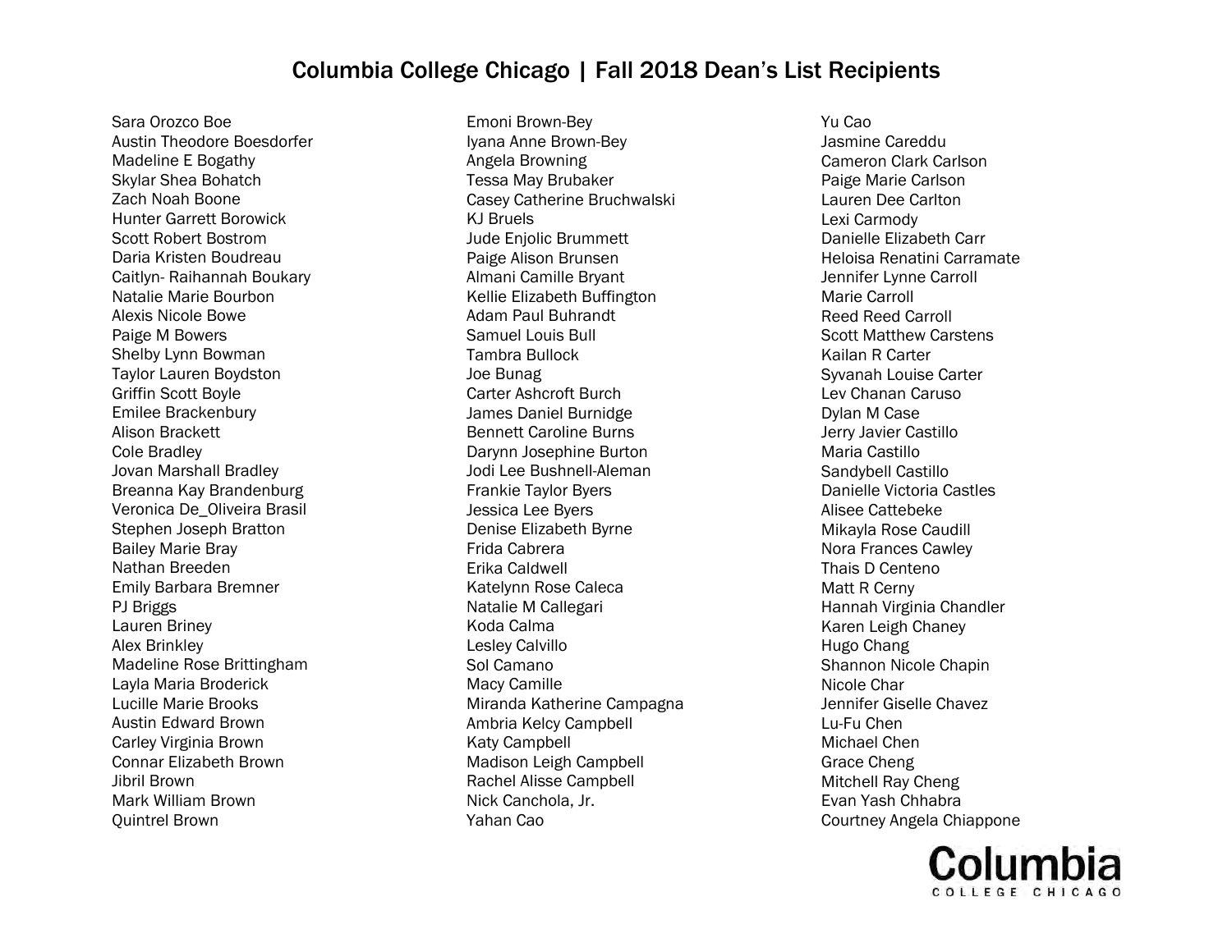# Columbia College Chicago | Fall 2018 Dean's List Recipients

Sara Orozco Boe
Austin Theodore Boesdorfer
Madeline E Bogathy
Skylar Shea Bohatch
Zach Noah Boone
Hunter Garrett Borowick
Scott Robert Bostrom
Daria Kristen Boudreau
Caitlyn- Raihannah Boukary
Natalie Marie Bourbon
Alexis Nicole Bowe
Paige M Bowers
Shelby Lynn Bowman
Taylor Lauren Boydston
Griffin Scott Boyle
Emilee Brackenbury
Alison Brackett
Cole Bradley
Jovan Marshall Bradley
Breanna Kay Brandenburg
Veronica De_Oliveira Brasil
Stephen Joseph Bratton
Bailey Marie Bray
Nathan Breeden
Emily Barbara Bremner
PJ Briggs
Lauren Briney
Alex Brinkley
Madeline Rose Brittingham
Layla Maria Broderick
Lucille Marie Brooks
Austin Edward Brown
Carley Virginia Brown
Connar Elizabeth Brown
Jibril Brown
Mark William Brown
Quintrel Brown
Emoni Brown-Bey
Iyana Anne Brown-Bey
Angela Browning
Tessa May Brubaker
Casey Catherine Bruchwalski
KJ Bruels
Jude Enjolic Brummett
Paige Alison Brunsen
Almani Camille Bryant
Kellie Elizabeth Buffington
Adam Paul Buhrandt
Samuel Louis Bull
Tambra Bullock
Joe Bunag
Carter Ashcroft Burch
James Daniel Burnidge
Bennett Caroline Burns
Darynn Josephine Burton
Jodi Lee Bushnell-Aleman
Frankie Taylor Byers
Jessica Lee Byers
Denise Elizabeth Byrne
Frida Cabrera
Erika Caldwell
Katelynn Rose Caleca
Natalie M Callegari
Koda Calma
Lesley Calvillo
Sol Camano
Macy Camille
Miranda Katherine Campagna
Ambria Kelcy Campbell
Katy Campbell
Madison Leigh Campbell
Rachel Alisse Campbell
Nick Canchola, Jr.
Yahan Cao
Yu Cao
Jasmine Careddu
Cameron Clark Carlson
Paige Marie Carlson
Lauren Dee Carlton
Lexi Carmody
Danielle Elizabeth Carr
Heloisa Renatini Carramate
Jennifer Lynne Carroll
Marie Carroll
Reed Reed Carroll
Scott Matthew Carstens
Kailan R Carter
Syvanah Louise Carter
Lev Chanan Caruso
Dylan M Case
Jerry Javier Castillo
Maria Castillo
Sandybell Castillo
Danielle Victoria Castles
Alisee Cattebeke
Mikayla Rose Caudill
Nora Frances Cawley
Thais D Centeno
Matt R Cerny
Hannah Virginia Chandler
Karen Leigh Chaney
Hugo Chang
Shannon Nicole Chapin
Nicole Char
Jennifer Giselle Chavez
Lu-Fu Chen
Michael Chen
Grace Cheng
Mitchell Ray Cheng
Evan Yash Chhabra
Courtney Angela Chiappone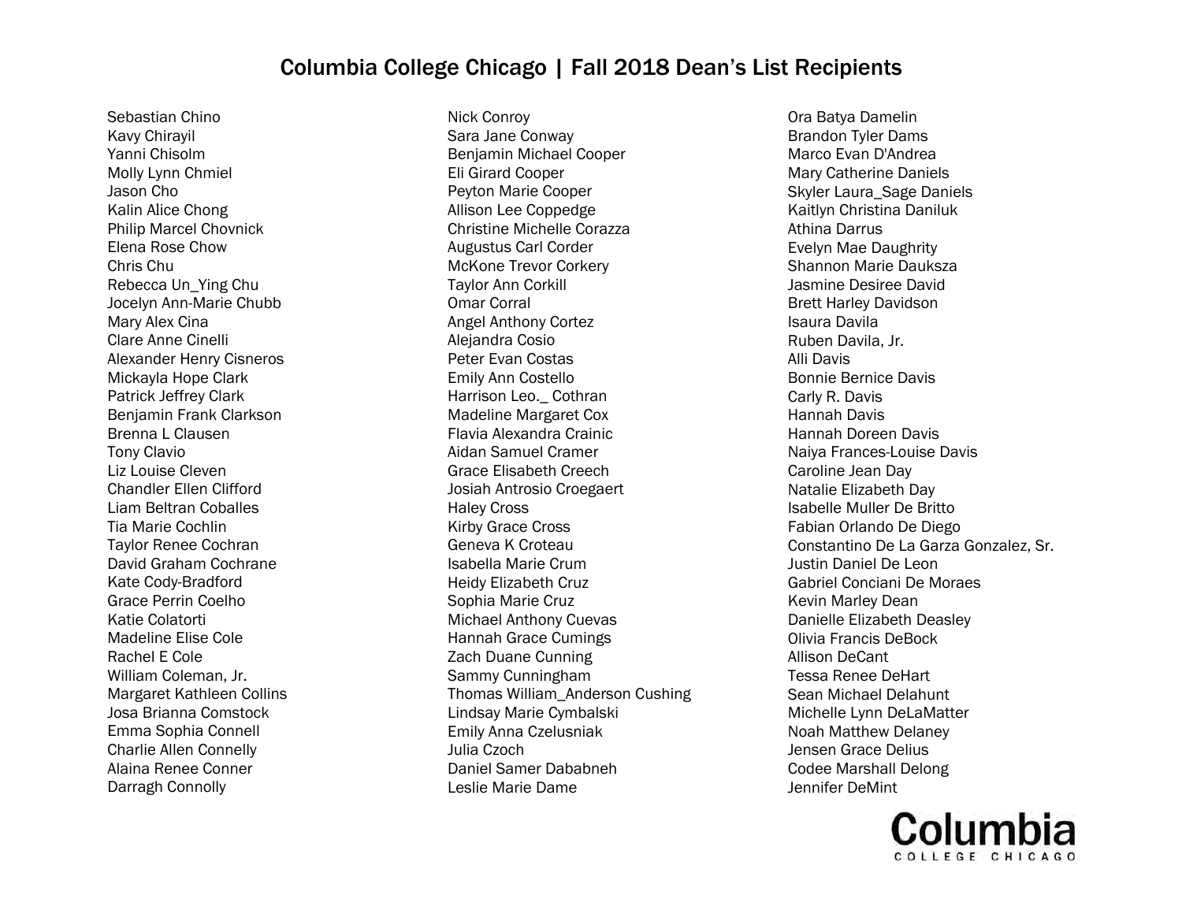# Columbia College Chicago | Fall 2018 Dean's List Recipients

Sebastian Chino
Kavy Chirayil
Yanni Chisolm
Molly Lynn Chmiel
Jason Cho
Kalin Alice Chong
Philip Marcel Chovnick
Elena Rose Chow
Chris Chu
Rebecca Un_Ying Chu
Jocelyn Ann-Marie Chubb
Mary Alex Cina
Clare Anne Cinelli
Alexander Henry Cisneros
Mickayla Hope Clark
Patrick Jeffrey Clark
Benjamin Frank Clarkson
Brenna L Clausen
Tony Clavio
Liz Louise Cleven
Chandler Ellen Clifford
Liam Beltran Coballes
Tia Marie Cochlin
Taylor Renee Cochran
David Graham Cochrane
Kate Cody-Bradford
Grace Perrin Coelho
Katie Colatorti
Madeline Elise Cole
Rachel E Cole
William Coleman, Jr.
Margaret Kathleen Collins
Josa Brianna Comstock
Emma Sophia Connell
Charlie Allen Connelly
Alaina Renee Conner
Darragh Connolly
Nick Conroy
Sara Jane Conway
Benjamin Michael Cooper
Eli Girard Cooper
Peyton Marie Cooper
Allison Lee Coppedge
Christine Michelle Corazza
Augustus Carl Corder
McKone Trevor Corkery
Taylor Ann Corkill
Omar Corral
Angel Anthony Cortez
Alejandra Cosio
Peter Evan Costas
Emily Ann Costello
Harrison Leo._ Cothran
Madeline Margaret Cox
Flavia Alexandra Crainic
Aidan Samuel Cramer
Grace Elisabeth Creech
Josiah Antrosio Croegaert
Haley Cross
Kirby Grace Cross
Geneva K Croteau
Isabella Marie Crum
Heidy Elizabeth Cruz
Sophia Marie Cruz
Michael Anthony Cuevas
Hannah Grace Cumings
Zach Duane Cunning
Sammy Cunningham
Thomas William_Anderson Cushing
Lindsay Marie Cymbalski
Emily Anna Czelusniak
Julia Czoch
Daniel Samer Dababneh
Leslie Marie Dame
Ora Batya Damelin
Brandon Tyler Dams
Marco Evan D'Andrea
Mary Catherine Daniels
Skyler Laura_Sage Daniels
Kaitlyn Christina Daniluk
Athina Darrus
Evelyn Mae Daughrity
Shannon Marie Dauksza
Jasmine Desiree David
Brett Harley Davidson
Isaura Davila
Ruben Davila, Jr.
Alli Davis
Bonnie Bernice Davis
Carly R. Davis
Hannah Davis
Hannah Doreen Davis
Naiya Frances-Louise Davis
Caroline Jean Day
Natalie Elizabeth Day
Isabelle Muller De Britto
Fabian Orlando De Diego
Constantino De La Garza Gonzalez, Sr.
Justin Daniel De Leon
Gabriel Conciani De Moraes
Kevin Marley Dean
Danielle Elizabeth Deasley
Olivia Francis DeBock
Allison DeCant
Tessa Renee DeHart
Sean Michael Delahunt
Michelle Lynn DeLaMatter
Noah Matthew Delaney
Jensen Grace Delius
Codee Marshall Delong
Jennifer DeMint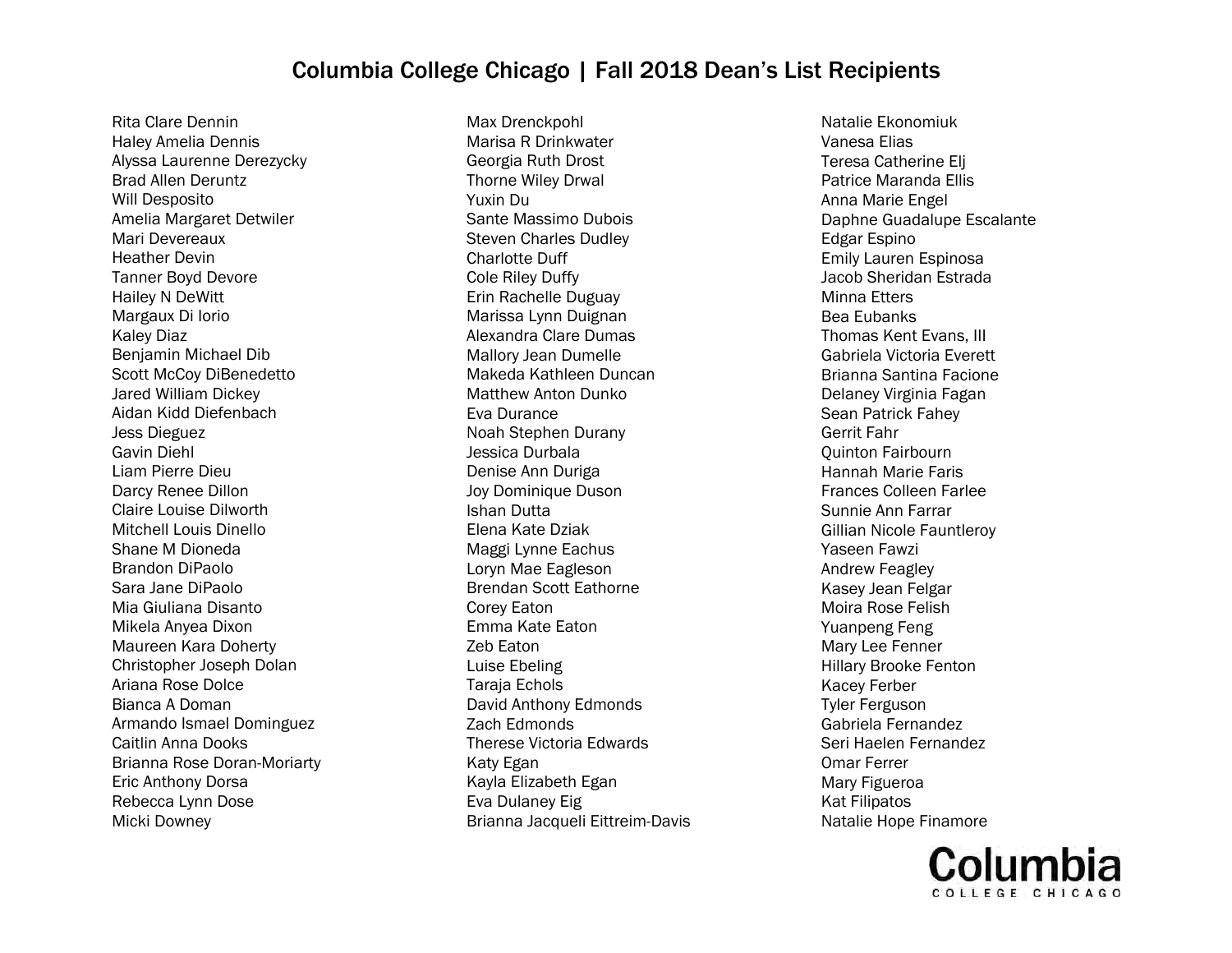# Columbia College Chicago | Fall 2018 Dean's List Recipients

Rita Clare Dennin
Haley Amelia Dennis
Alyssa Laurenne Derezycky
Brad Allen Deruntz
Will Desposito
Amelia Margaret Detwiler
Mari Devereaux
Heather Devin
Tanner Boyd Devore
Hailey N DeWitt
Margaux Di Iorio
Kaley Diaz
Benjamin Michael Dib
Scott McCoy DiBenedetto
Jared William Dickey
Aidan Kidd Diefenbach
Jess Dieguez
Gavin Diehl
Liam Pierre Dieu
Darcy Renee Dillon
Claire Louise Dilworth
Mitchell Louis Dinello
Shane M Dioneda
Brandon DiPaolo
Sara Jane DiPaolo
Mia Giuliana Disanto
Mikela Anyea Dixon
Maureen Kara Doherty
Christopher Joseph Dolan
Ariana Rose Dolce
Bianca A Doman
Armando Ismael Dominguez
Caitlin Anna Dooks
Brianna Rose Doran-Moriarty
Eric Anthony Dorsa
Rebecca Lynn Dose
Micki Downey
Max Drenckpohl
Marisa R Drinkwater
Georgia Ruth Drost
Thorne Wiley Drwal
Yuxin Du
Sante Massimo Dubois
Steven Charles Dudley
Charlotte Duff
Cole Riley Duffy
Erin Rachelle Duguay
Marissa Lynn Duignan
Alexandra Clare Dumas
Mallory Jean Dumelle
Makeda Kathleen Duncan
Matthew Anton Dunko
Eva Durance
Noah Stephen Durany
Jessica Durbala
Denise Ann Duriga
Joy Dominique Duson
Ishan Dutta
Elena Kate Dziak
Maggi Lynne Eachus
Loryn Mae Eagleson
Brendan Scott Eathorne
Corey Eaton
Emma Kate Eaton
Zeb Eaton
Luise Ebeling
Taraja Echols
David Anthony Edmonds
Zach Edmonds
Therese Victoria Edwards
Katy Egan
Kayla Elizabeth Egan
Eva Dulaney Eig
Brianna Jacqueli Eittreim-Davis
Natalie Ekonomiuk
Vanesa Elias
Teresa Catherine Elj
Patrice Maranda Ellis
Anna Marie Engel
Daphne Guadalupe Escalante
Edgar Espino
Emily Lauren Espinosa
Jacob Sheridan Estrada
Minna Etters
Bea Eubanks
Thomas Kent Evans, III
Gabriela Victoria Everett
Brianna Santina Facione
Delaney Virginia Fagan
Sean Patrick Fahey
Gerrit Fahr
Quinton Fairbourn
Hannah Marie Faris
Frances Colleen Farlee
Sunnie Ann Farrar
Gillian Nicole Fauntleroy
Yaseen Fawzi
Andrew Feagley
Kasey Jean Felgar
Moira Rose Felish
Yuanpeng Feng
Mary Lee Fenner
Hillary Brooke Fenton
Kacey Ferber
Tyler Ferguson
Gabriela Fernandez
Seri Haelen Fernandez
Omar Ferrer
Mary Figueroa
Kat Filipatos
Natalie Hope Finamore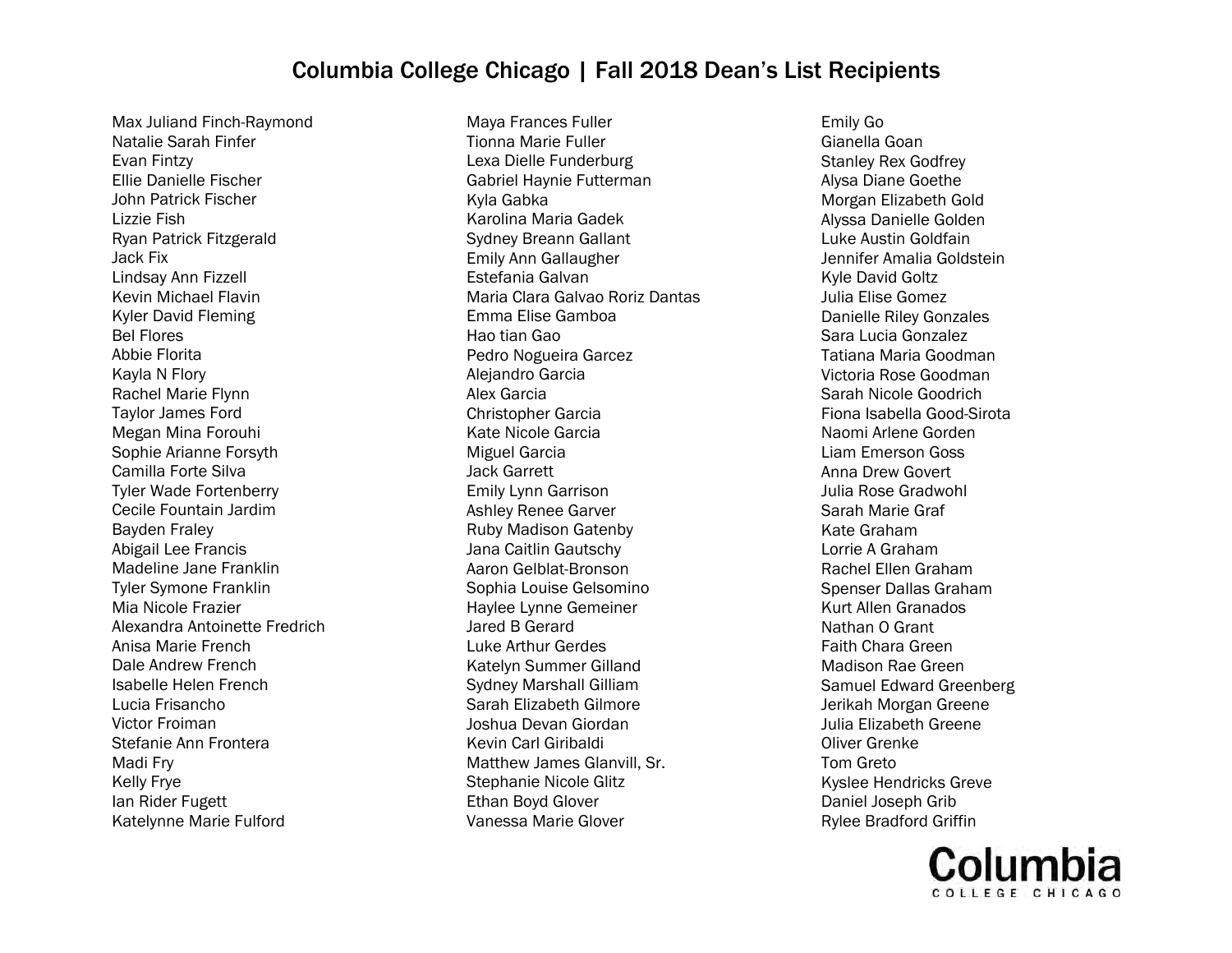# Columbia College Chicago | Fall 2018 Dean's List Recipients

Max Juliand Finch-Raymond
Natalie Sarah Finfer
Evan Fintzy
Ellie Danielle Fischer
John Patrick Fischer
Lizzie Fish
Ryan Patrick Fitzgerald
Jack Fix
Lindsay Ann Fizzell
Kevin Michael Flavin
Kyler David Fleming
Bel Flores
Abbie Florita
Kayla N Flory
Rachel Marie Flynn
Taylor James Ford
Megan Mina Forouhi
Sophie Arianne Forsyth
Camilla Forte Silva
Tyler Wade Fortenberry
Cecile Fountain Jardim
Bayden Fraley
Abigail Lee Francis
Madeline Jane Franklin
Tyler Symone Franklin
Mia Nicole Frazier
Alexandra Antoinette Fredrich
Anisa Marie French
Dale Andrew French
Isabelle Helen French
Lucia Frisancho
Victor Froiman
Stefanie Ann Frontera
Madi Fry
Kelly Frye
Ian Rider Fugett
Katelynne Marie Fulford
Maya Frances Fuller
Tionna Marie Fuller
Lexa Dielle Funderburg
Gabriel Haynie Futterman
Kyla Gabka
Karolina Maria Gadek
Sydney Breann Gallant
Emily Ann Gallaugher
Estefania Galvan
Maria Clara Galvao Roriz Dantas
Emma Elise Gamboa
Hao tian Gao
Pedro Nogueira Garcez
Alejandro Garcia
Alex Garcia
Christopher Garcia
Kate Nicole Garcia
Miguel Garcia
Jack Garrett
Emily Lynn Garrison
Ashley Renee Garver
Ruby Madison Gatenby
Jana Caitlin Gautschy
Aaron Gelblat-Bronson
Sophia Louise Gelsomino
Haylee Lynne Gemeiner
Jared B Gerard
Luke Arthur Gerdes
Katelyn Summer Gilland
Sydney Marshall Gilliam
Sarah Elizabeth Gilmore
Joshua Devan Giordan
Kevin Carl Giribaldi
Matthew James Glanvill, Sr.
Stephanie Nicole Glitz
Ethan Boyd Glover
Vanessa Marie Glover
Emily Go
Gianella Goan
Stanley Rex Godfrey
Alysa Diane Goethe
Morgan Elizabeth Gold
Alyssa Danielle Golden
Luke Austin Goldfain
Jennifer Amalia Goldstein
Kyle David Goltz
Julia Elise Gomez
Danielle Riley Gonzales
Sara Lucia Gonzalez
Tatiana Maria Goodman
Victoria Rose Goodman
Sarah Nicole Goodrich
Fiona Isabella Good-Sirota
Naomi Arlene Gorden
Liam Emerson Goss
Anna Drew Govert
Julia Rose Gradwohl
Sarah Marie Graf
Kate Graham
Lorrie A Graham
Rachel Ellen Graham
Spenser Dallas Graham
Kurt Allen Granados
Nathan O Grant
Faith Chara Green
Madison Rae Green
Samuel Edward Greenberg
Jerikah Morgan Greene
Julia Elizabeth Greene
Oliver Grenke
Tom Greto
Kyslee Hendricks Greve
Daniel Joseph Grib
Rylee Bradford Griffin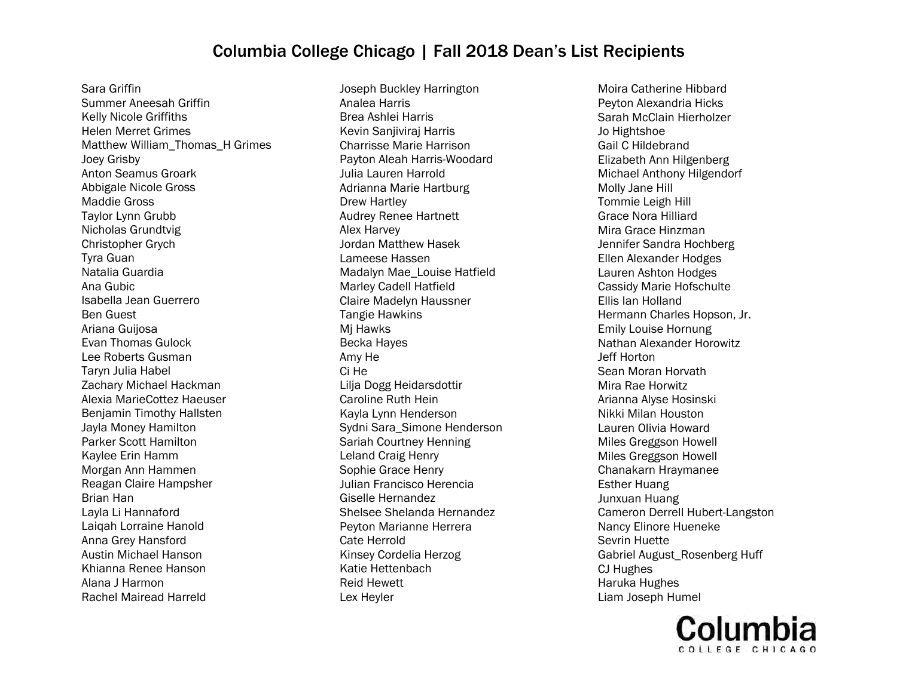# Columbia College Chicago | Fall 2018 Dean's List Recipients

Sara Griffin
Summer Aneesah Griffin
Kelly Nicole Griffiths
Helen Merret Grimes
Matthew William_Thomas_H Grimes
Joey Grisby
Anton Seamus Groark
Abbigale Nicole Gross
Maddie Gross
Taylor Lynn Grubb
Nicholas Grundtvig
Christopher Grych
Tyra Guan
Natalia Guardia
Ana Gubic
Isabella Jean Guerrero
Ben Guest
Ariana Guijosa
Evan Thomas Gulock
Lee Roberts Gusman
Taryn Julia Habel
Zachary Michael Hackman
Alexia MarieCottez Haeuser
Benjamin Timothy Hallsten
Jayla Money Hamilton
Parker Scott Hamilton
Kaylee Erin Hamm
Morgan Ann Hammen
Reagan Claire Hampsher
Brian Han
Layla Li Hannaford
Laiqah Lorraine Hanold
Anna Grey Hansford
Austin Michael Hanson
Khianna Renee Hanson
Alana J Harmon
Rachel Mairead Harreld
Joseph Buckley Harrington
Analea Harris
Brea Ashlei Harris
Kevin Sanjiviraj Harris
Charrisse Marie Harrison
Payton Aleah Harris-Woodard
Julia Lauren Harrold
Adrianna Marie Hartburg
Drew Hartley
Audrey Renee Hartnett
Alex Harvey
Jordan Matthew Hasek
Lameese Hassen
Madalyn Mae_Louise Hatfield
Marley Cadell Hatfield
Claire Madelyn Haussner
Tangie Hawkins
Mj Hawks
Becka Hayes
Amy He
Ci He
Lilja Dogg Heidarsdottir
Caroline Ruth Hein
Kayla Lynn Henderson
Sydni Sara_Simone Henderson
Sariah Courtney Henning
Leland Craig Henry
Sophie Grace Henry
Julian Francisco Herencia
Giselle Hernandez
Shelsee Shelanda Hernandez
Peyton Marianne Herrera
Cate Herrold
Kinsey Cordelia Herzog
Katie Hettenbach
Reid Hewett
Lex Heyler
Moira Catherine Hibbard
Peyton Alexandria Hicks
Sarah McClain Hierholzer
Jo Hightshoe
Gail C Hildebrand
Elizabeth Ann Hilgenberg
Michael Anthony Hilgendorf
Molly Jane Hill
Tommie Leigh Hill
Grace Nora Hilliard
Mira Grace Hinzman
Jennifer Sandra Hochberg
Ellen Alexander Hodges
Lauren Ashton Hodges
Cassidy Marie Hofschulte
Ellis Ian Holland
Hermann Charles Hopson, Jr.
Emily Louise Hornung
Nathan Alexander Horowitz
Jeff Horton
Sean Moran Horvath
Mira Rae Horwitz
Arianna Alyse Hosinski
Nikki Milan Houston
Lauren Olivia Howard
Miles Greggson Howell
Miles Greggson Howell
Chanakarn Hraymanee
Esther Huang
Junxuan Huang
Cameron Derrell Hubert-Langston
Nancy Elinore Hueneke
Sevrin Huette
Gabriel August_Rosenberg Huff
CJ Hughes
Haruka Hughes
Liam Joseph Humel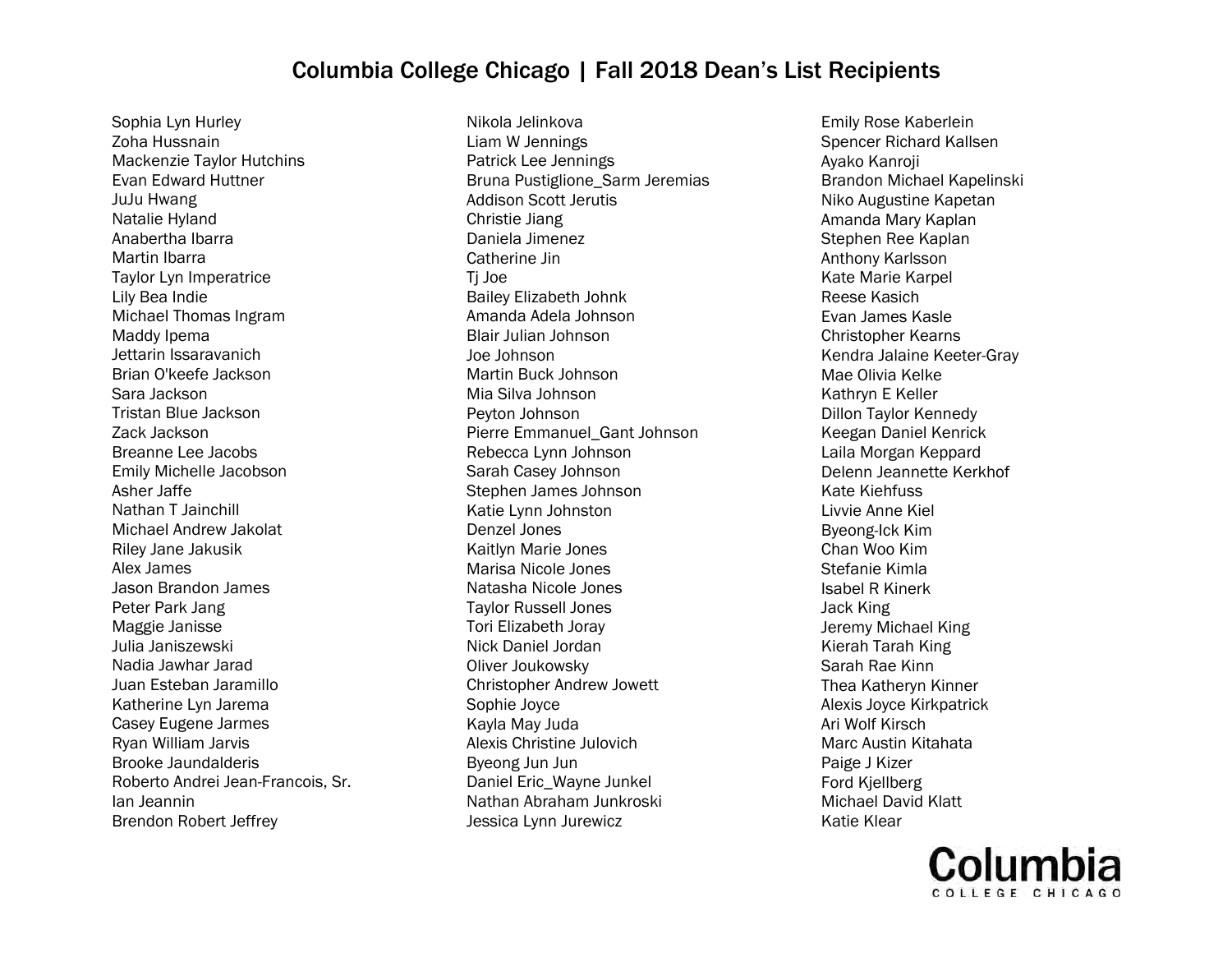# Columbia College Chicago | Fall 2018 Dean's List Recipients

Sophia Lyn Hurley
Zoha Hussnain
Mackenzie Taylor Hutchins
Evan Edward Huttner
JuJu Hwang
Natalie Hyland
Anabertha Ibarra
Martin Ibarra
Taylor Lyn Imperatrice
Lily Bea Indie
Michael Thomas Ingram
Maddy Ipema
Jettarin Issaravanich
Brian O'keefe Jackson
Sara Jackson
Tristan Blue Jackson
Zack Jackson
Breanne Lee Jacobs
Emily Michelle Jacobson
Asher Jaffe
Nathan T Jainchill
Michael Andrew Jakolat
Riley Jane Jakusik
Alex James
Jason Brandon James
Peter Park Jang
Maggie Janisse
Julia Janiszewski
Nadia Jawhar Jarad
Juan Esteban Jaramillo
Katherine Lyn Jarema
Casey Eugene Jarmes
Ryan William Jarvis
Brooke Jaundalderis
Roberto Andrei Jean-Francois, Sr.
Ian Jeannin
Brendon Robert Jeffrey
Nikola Jelinkova
Liam W Jennings
Patrick Lee Jennings
Bruna Pustiglione_Sarm Jeremias
Addison Scott Jerutis
Christie Jiang
Daniela Jimenez
Catherine Jin
Tj Joe
Bailey Elizabeth Johnk
Amanda Adela Johnson
Blair Julian Johnson
Joe Johnson
Martin Buck Johnson
Mia Silva Johnson
Peyton Johnson
Pierre Emmanuel_Gant Johnson
Rebecca Lynn Johnson
Sarah Casey Johnson
Stephen James Johnson
Katie Lynn Johnston
Denzel Jones
Kaitlyn Marie Jones
Marisa Nicole Jones
Natasha Nicole Jones
Taylor Russell Jones
Tori Elizabeth Joray
Nick Daniel Jordan
Oliver Joukowsky
Christopher Andrew Jowett
Sophie Joyce
Kayla May Juda
Alexis Christine Julovich
Byeong Jun Jun
Daniel Eric_Wayne Junkel
Nathan Abraham Junkroski
Jessica Lynn Jurewicz
Emily Rose Kaberlein
Spencer Richard Kallsen
Ayako Kanroji
Brandon Michael Kapelinski
Niko Augustine Kapetan
Amanda Mary Kaplan
Stephen Ree Kaplan
Anthony Karlsson
Kate Marie Karpel
Reese Kasich
Evan James Kasle
Christopher Kearns
Kendra Jalaine Keeter-Gray
Mae Olivia Kelke
Kathryn E Keller
Dillon Taylor Kennedy
Keegan Daniel Kenrick
Laila Morgan Keppard
Delenn Jeannette Kerkhof
Kate Kiehfuss
Livvie Anne Kiel
Byeong-Ick Kim
Chan Woo Kim
Stefanie Kimla
Isabel R Kinerk
Jack King
Jeremy Michael King
Kierah Tarah King
Sarah Rae Kinn
Thea Katheryn Kinner
Alexis Joyce Kirkpatrick
Ari Wolf Kirsch
Marc Austin Kitahata
Paige J Kizer
Ford Kjellberg
Michael David Klatt
Katie Klear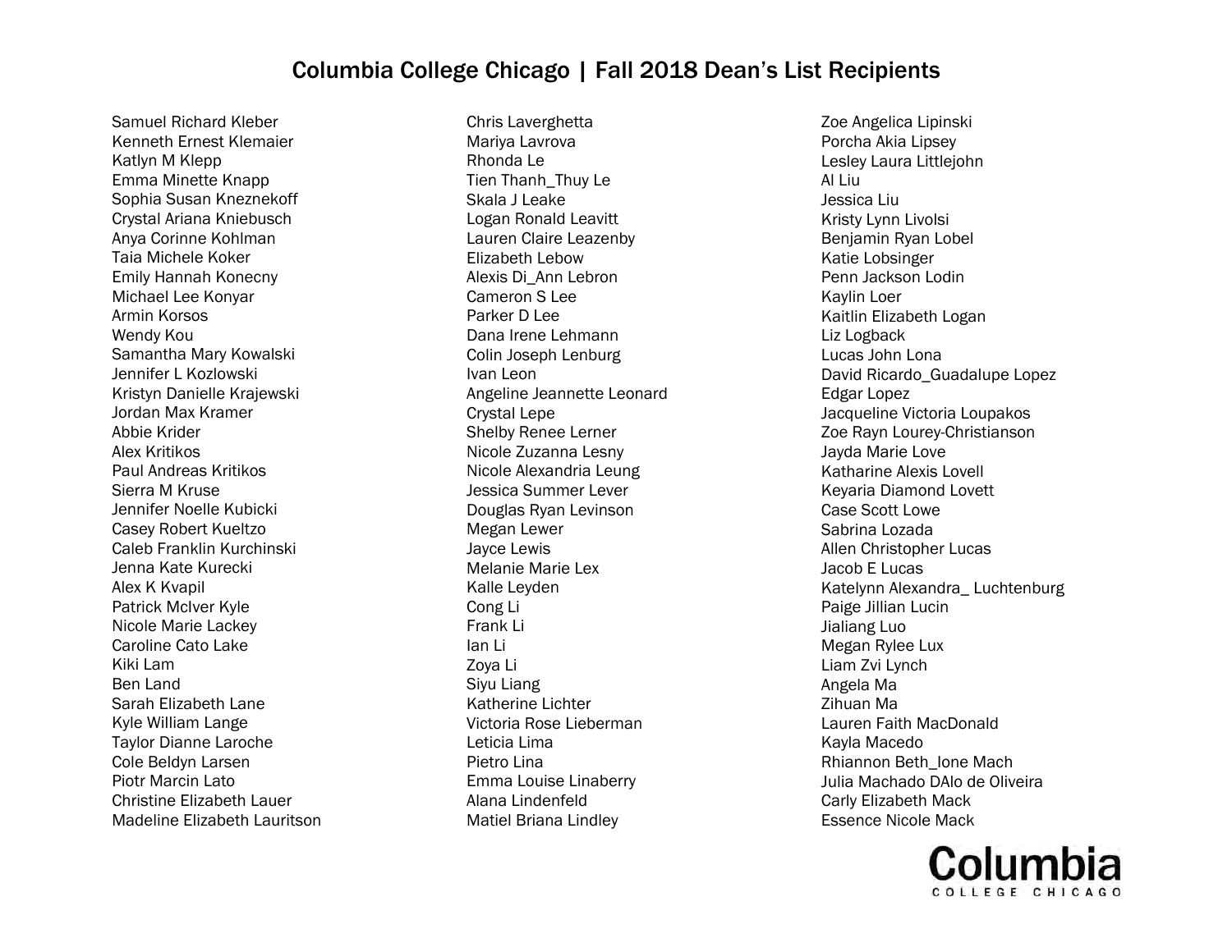# Columbia College Chicago | Fall 2018 Dean's List Recipients

Samuel Richard Kleber
Kenneth Ernest Klemaier
Katlyn M Klepp
Emma Minette Knapp
Sophia Susan Kneznekoff
Crystal Ariana Kniebusch
Anya Corinne Kohlman
Taia Michele Koker
Emily Hannah Konecny
Michael Lee Konyar
Armin Korsos
Wendy Kou
Samantha Mary Kowalski
Jennifer L Kozlowski
Kristyn Danielle Krajewski
Jordan Max Kramer
Abbie Krider
Alex Kritikos
Paul Andreas Kritikos
Sierra M Kruse
Jennifer Noelle Kubicki
Casey Robert Kueltzo
Caleb Franklin Kurchinski
Jenna Kate Kurecki
Alex K Kvapil
Patrick McIver Kyle
Nicole Marie Lackey
Caroline Cato Lake
Kiki Lam
Ben Land
Sarah Elizabeth Lane
Kyle William Lange
Taylor Dianne Laroche
Cole Beldyn Larsen
Piotr Marcin Lato
Christine Elizabeth Lauer
Madeline Elizabeth Lauritson
Chris Laverghetta
Mariya Lavrova
Rhonda Le
Tien Thanh_Thuy Le
Skala J Leake
Logan Ronald Leavitt
Lauren Claire Leazenby
Elizabeth Lebow
Alexis Di_Ann Lebron
Cameron S Lee
Parker D Lee
Dana Irene Lehmann
Colin Joseph Lenburg
Ivan Leon
Angeline Jeannette Leonard
Crystal Lepe
Shelby Renee Lerner
Nicole Zuzanna Lesny
Nicole Alexandria Leung
Jessica Summer Lever
Douglas Ryan Levinson
Megan Lewer
Jayce Lewis
Melanie Marie Lex
Kalle Leyden
Cong Li
Frank Li
Ian Li
Zoya Li
Siyu Liang
Katherine Lichter
Victoria Rose Lieberman
Leticia Lima
Pietro Lina
Emma Louise Linaberry
Alana Lindenfeld
Matiel Briana Lindley
Zoe Angelica Lipinski
Porcha Akia Lipsey
Lesley Laura Littlejohn
Al Liu
Jessica Liu
Kristy Lynn Livolsi
Benjamin Ryan Lobel
Katie Lobsinger
Penn Jackson Lodin
Kaylin Loer
Kaitlin Elizabeth Logan
Liz Logback
Lucas John Lona
David Ricardo_Guadalupe Lopez
Edgar Lopez
Jacqueline Victoria Loupakos
Zoe Rayn Lourey-Christianson
Jayda Marie Love
Katharine Alexis Lovell
Keyaria Diamond Lovett
Case Scott Lowe
Sabrina Lozada
Allen Christopher Lucas
Jacob E Lucas
Katelynn Alexandra_ Luchtenburg
Paige Jillian Lucin
Jialiang Luo
Megan Rylee Lux
Liam Zvi Lynch
Angela Ma
Zihuan Ma
Lauren Faith MacDonald
Kayla Macedo
Rhiannon Beth_Ione Mach
Julia Machado DAlo de Oliveira
Carly Elizabeth Mack
Essence Nicole Mack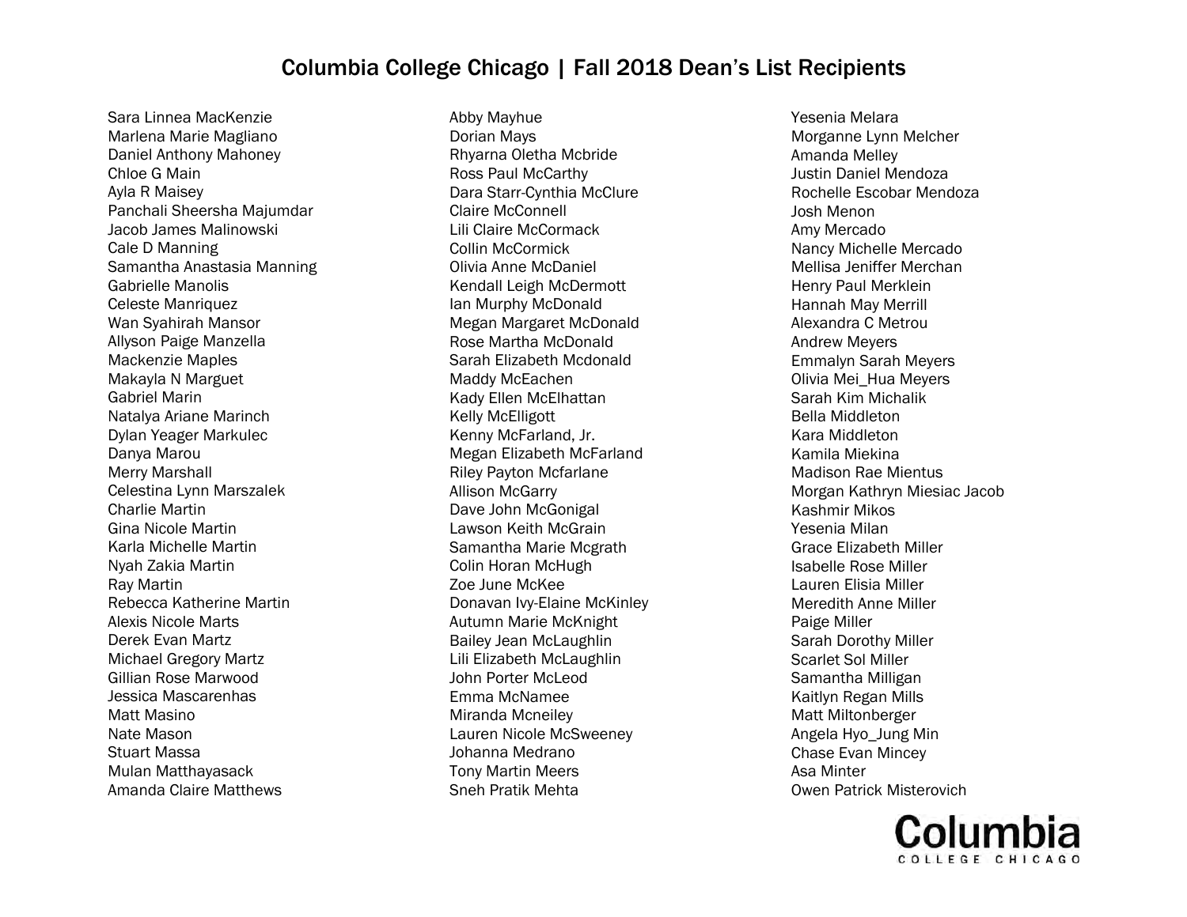# Columbia College Chicago | Fall 2018 Dean's List Recipients

Sara Linnea MacKenzie
Marlena Marie Magliano
Daniel Anthony Mahoney
Chloe G Main
Ayla R Maisey
Panchali Sheersha Majumdar
Jacob James Malinowski
Cale D Manning
Samantha Anastasia Manning
Gabrielle Manolis
Celeste Manriquez
Wan Syahirah Mansor
Allyson Paige Manzella
Mackenzie Maples
Makayla N Marguet
Gabriel Marin
Natalya Ariane Marinch
Dylan Yeager Markulec
Danya Marou
Merry Marshall
Celestina Lynn Marszalek
Charlie Martin
Gina Nicole Martin
Karla Michelle Martin
Nyah Zakia Martin
Ray Martin
Rebecca Katherine Martin
Alexis Nicole Marts
Derek Evan Martz
Michael Gregory Martz
Gillian Rose Marwood
Jessica Mascarenhas
Matt Masino
Nate Mason
Stuart Massa
Mulan Matthayasack
Amanda Claire Matthews
Abby Mayhue
Dorian Mays
Rhyarna Oletha Mcbride
Ross Paul McCarthy
Dara Starr-Cynthia McClure
Claire McConnell
Lili Claire McCormack
Collin McCormick
Olivia Anne McDaniel
Kendall Leigh McDermott
Ian Murphy McDonald
Megan Margaret McDonald
Rose Martha McDonald
Sarah Elizabeth Mcdonald
Maddy McEachen
Kady Ellen McElhattan
Kelly McElligott
Kenny McFarland, Jr.
Megan Elizabeth McFarland
Riley Payton Mcfarlane
Allison McGarry
Dave John McGonigal
Lawson Keith McGrain
Samantha Marie Mcgrath
Colin Horan McHugh
Zoe June McKee
Donavan Ivy-Elaine McKinley
Autumn Marie McKnight
Bailey Jean McLaughlin
Lili Elizabeth McLaughlin
John Porter McLeod
Emma McNamee
Miranda Mcneiley
Lauren Nicole McSweeney
Johanna Medrano
Tony Martin Meers
Sneh Pratik Mehta
Yesenia Melara
Morganne Lynn Melcher
Amanda Melley
Justin Daniel Mendoza
Rochelle Escobar Mendoza
Josh Menon
Amy Mercado
Nancy Michelle Mercado
Mellisa Jeniffer Merchan
Henry Paul Merklein
Hannah May Merrill
Alexandra C Metrou
Andrew Meyers
Emmalyn Sarah Meyers
Olivia Mei_Hua Meyers
Sarah Kim Michalik
Bella Middleton
Kara Middleton
Kamila Miekina
Madison Rae Mientus
Morgan Kathryn Miesiac Jacob
Kashmir Mikos
Yesenia Milan
Grace Elizabeth Miller
Isabelle Rose Miller
Lauren Elisia Miller
Meredith Anne Miller
Paige Miller
Sarah Dorothy Miller
Scarlet Sol Miller
Samantha Milligan
Kaitlyn Regan Mills
Matt Miltonberger
Angela Hyo_Jung Min
Chase Evan Mincey
Asa Minter
Owen Patrick Misterovich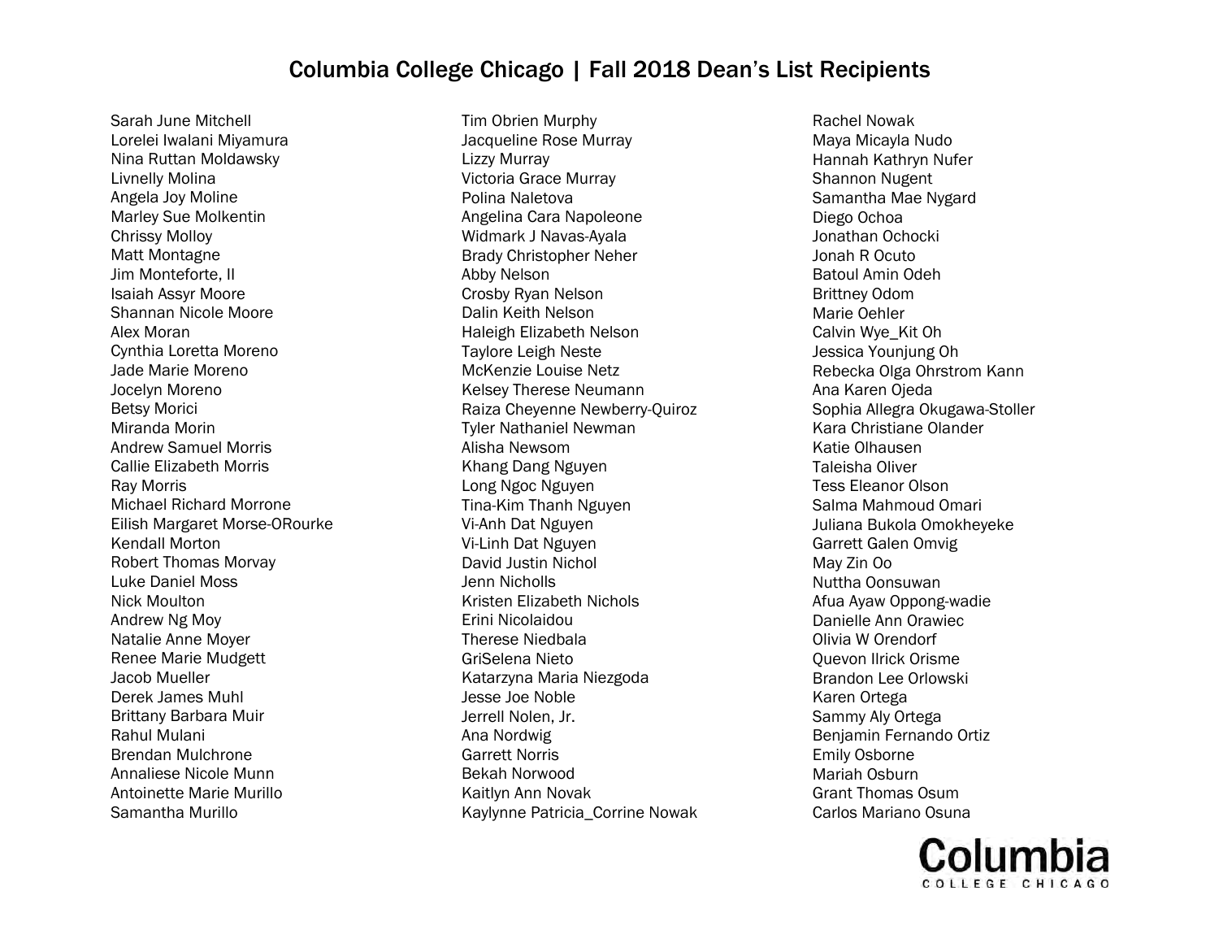# Columbia College Chicago | Fall 2018 Dean's List Recipients

Sarah June Mitchell
Lorelei Iwalani Miyamura
Nina Ruttan Moldawsky
Livnelly Molina
Angela Joy Moline
Marley Sue Molkentin
Chrissy Molloy
Matt Montagne
Jim Monteforte, II
Isaiah Assyr Moore
Shannan Nicole Moore
Alex Moran
Cynthia Loretta Moreno
Jade Marie Moreno
Jocelyn Moreno
Betsy Morici
Miranda Morin
Andrew Samuel Morris
Callie Elizabeth Morris
Ray Morris
Michael Richard Morrone
Eilish Margaret Morse-ORourke
Kendall Morton
Robert Thomas Morvay
Luke Daniel Moss
Nick Moulton
Andrew Ng Moy
Natalie Anne Moyer
Renee Marie Mudgett
Jacob Mueller
Derek James Muhl
Brittany Barbara Muir
Rahul Mulani
Brendan Mulchrone
Annaliese Nicole Munn
Antoinette Marie Murillo
Samantha Murillo
Tim Obrien Murphy
Jacqueline Rose Murray
Lizzy Murray
Victoria Grace Murray
Polina Naletova
Angelina Cara Napoleone
Widmark J Navas-Ayala
Brady Christopher Neher
Abby Nelson
Crosby Ryan Nelson
Dalin Keith Nelson
Haleigh Elizabeth Nelson
Taylore Leigh Neste
McKenzie Louise Netz
Kelsey Therese Neumann
Raiza Cheyenne Newberry-Quiroz
Tyler Nathaniel Newman
Alisha Newsom
Khang Dang Nguyen
Long Ngoc Nguyen
Tina-Kim Thanh Nguyen
Vi-Anh Dat Nguyen
Vi-Linh Dat Nguyen
David Justin Nichol
Jenn Nicholls
Kristen Elizabeth Nichols
Erini Nicolaidou
Therese Niedbala
GriSelena Nieto
Katarzyna Maria Niezgoda
Jesse Joe Noble
Jerrell Nolen, Jr.
Ana Nordwig
Garrett Norris
Bekah Norwood
Kaitlyn Ann Novak
Kaylynne Patricia_Corrine Nowak
Rachel Nowak
Maya Micayla Nudo
Hannah Kathryn Nufer
Shannon Nugent
Samantha Mae Nygard
Diego Ochoa
Jonathan Ochocki
Jonah R Ocuto
Batoul Amin Odeh
Brittney Odom
Marie Oehler
Calvin Wye_Kit Oh
Jessica Younjung Oh
Rebecka Olga Ohrstrom Kann
Ana Karen Ojeda
Sophia Allegra Okugawa-Stoller
Kara Christiane Olander
Katie Olhausen
Taleisha Oliver
Tess Eleanor Olson
Salma Mahmoud Omari
Juliana Bukola Omokheyeke
Garrett Galen Omvig
May Zin Oo
Nuttha Oonsuwan
Afua Ayaw Oppong-wadie
Danielle Ann Orawiec
Olivia W Orendorf
Quevon Ilrick Orisme
Brandon Lee Orlowski
Karen Ortega
Sammy Aly Ortega
Benjamin Fernando Ortiz
Emily Osborne
Mariah Osburn
Grant Thomas Osum
Carlos Mariano Osuna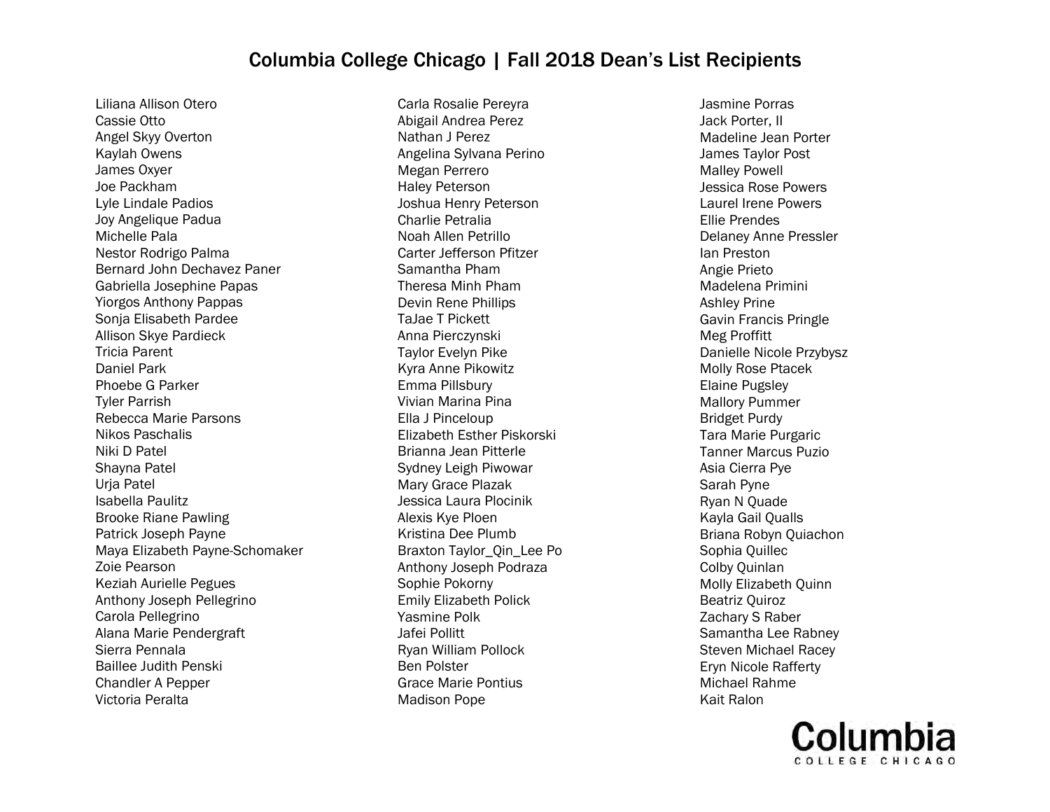# Columbia College Chicago | Fall 2018 Dean's List Recipients

Liliana Allison Otero
Cassie Otto
Angel Skyy Overton
Kaylah Owens
James Oxyer
Joe Packham
Lyle Lindale Padios
Joy Angelique Padua
Michelle Pala
Nestor Rodrigo Palma
Bernard John Dechavez Paner
Gabriella Josephine Papas
Yiorgos Anthony Pappas
Sonja Elisabeth Pardee
Allison Skye Pardieck
Tricia Parent
Daniel Park
Phoebe G Parker
Tyler Parrish
Rebecca Marie Parsons
Nikos Paschalis
Niki D Patel
Shayna Patel
Urja Patel
Isabella Paulitz
Brooke Riane Pawling
Patrick Joseph Payne
Maya Elizabeth Payne-Schomaker
Zoie Pearson
Keziah Aurielle Pegues
Anthony Joseph Pellegrino
Carola Pellegrino
Alana Marie Pendergraft
Sierra Pennala
Baillee Judith Penski
Chandler A Pepper
Victoria Peralta
Carla Rosalie Pereyra
Abigail Andrea Perez
Nathan J Perez
Angelina Sylvana Perino
Megan Perrero
Haley Peterson
Joshua Henry Peterson
Charlie Petralia
Noah Allen Petrillo
Carter Jefferson Pfitzer
Samantha Pham
Theresa Minh Pham
Devin Rene Phillips
TaJae T Pickett
Anna Pierczynski
Taylor Evelyn Pike
Kyra Anne Pikowitz
Emma Pillsbury
Vivian Marina Pina
Ella J Pinceloup
Elizabeth Esther Piskorski
Brianna Jean Pitterle
Sydney Leigh Piwowar
Mary Grace Plazak
Jessica Laura Plocinik
Alexis Kye Ploen
Kristina Dee Plumb
Braxton Taylor_Qin_Lee Po
Anthony Joseph Podraza
Sophie Pokorny
Emily Elizabeth Polick
Yasmine Polk
Jafei Pollitt
Ryan William Pollock
Ben Polster
Grace Marie Pontius
Madison Pope
Jasmine Porras
Jack Porter, II
Madeline Jean Porter
James Taylor Post
Malley Powell
Jessica Rose Powers
Laurel Irene Powers
Ellie Prendes
Delaney Anne Pressler
Ian Preston
Angie Prieto
Madelena Primini
Ashley Prine
Gavin Francis Pringle
Meg Proffitt
Danielle Nicole Przybysz
Molly Rose Ptacek
Elaine Pugsley
Mallory Pummer
Bridget Purdy
Tara Marie Purgaric
Tanner Marcus Puzio
Asia Cierra Pye
Sarah Pyne
Ryan N Quade
Kayla Gail Qualls
Briana Robyn Quiachon
Sophia Quillec
Colby Quinlan
Molly Elizabeth Quinn
Beatriz Quiroz
Zachary S Raber
Samantha Lee Rabney
Steven Michael Racey
Eryn Nicole Rafferty
Michael Rahme
Kait Ralon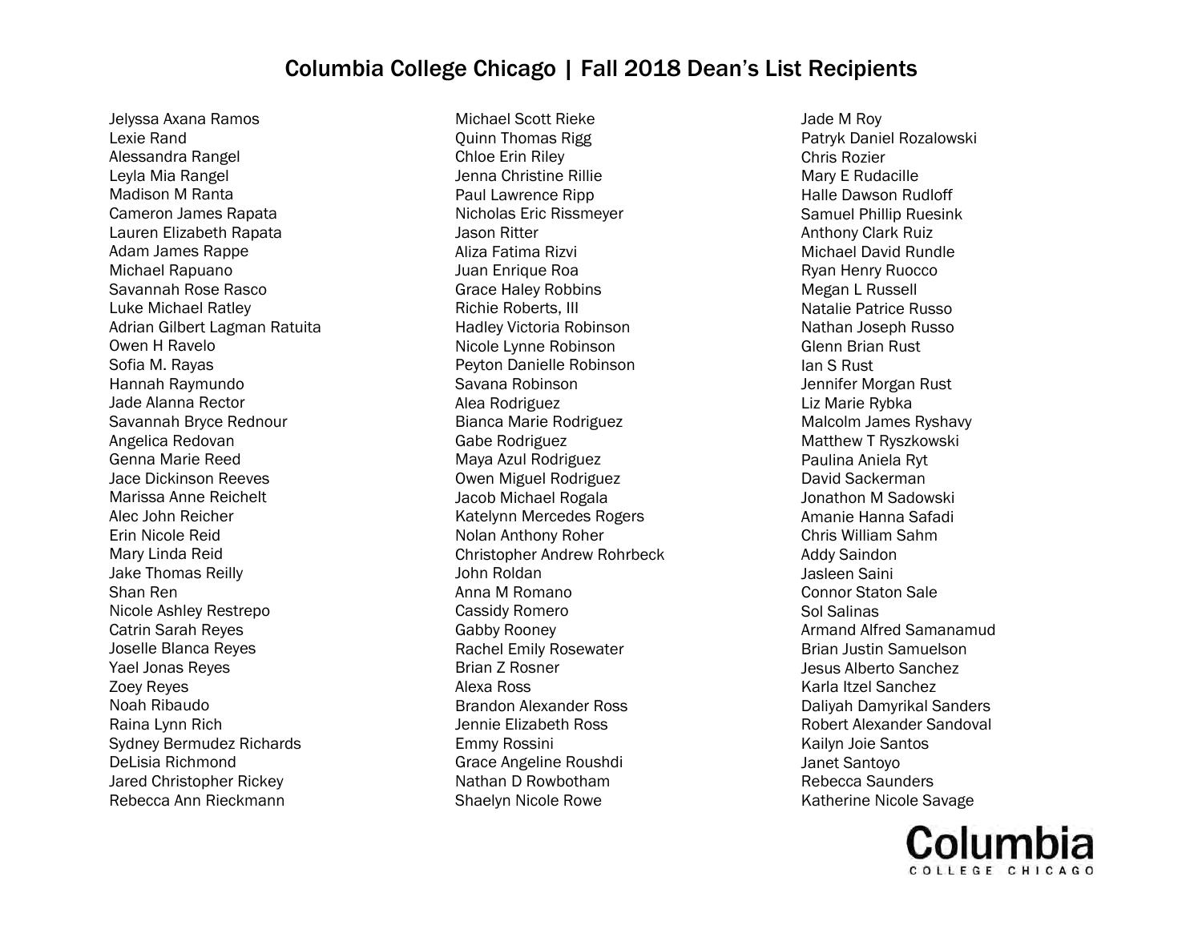# Columbia College Chicago | Fall 2018 Dean's List Recipients

Jelyssa Axana Ramos
Lexie Rand
Alessandra Rangel
Leyla Mia Rangel
Madison M Ranta
Cameron James Rapata
Lauren Elizabeth Rapata
Adam James Rappe
Michael Rapuano
Savannah Rose Rasco
Luke Michael Ratley
Adrian Gilbert Lagman Ratuita
Owen H Ravelo
Sofia M. Rayas
Hannah Raymundo
Jade Alanna Rector
Savannah Bryce Rednour
Angelica Redovan
Genna Marie Reed
Jace Dickinson Reeves
Marissa Anne Reichelt
Alec John Reicher
Erin Nicole Reid
Mary Linda Reid
Jake Thomas Reilly
Shan Ren
Nicole Ashley Restrepo
Catrin Sarah Reyes
Joselle Blanca Reyes
Yael Jonas Reyes
Zoey Reyes
Noah Ribaudo
Raina Lynn Rich
Sydney Bermudez Richards
DeLisia Richmond
Jared Christopher Rickey
Rebecca Ann Rieckmann
Michael Scott Rieke
Quinn Thomas Rigg
Chloe Erin Riley
Jenna Christine Rillie
Paul Lawrence Ripp
Nicholas Eric Rissmeyer
Jason Ritter
Aliza Fatima Rizvi
Juan Enrique Roa
Grace Haley Robbins
Richie Roberts, III
Hadley Victoria Robinson
Nicole Lynne Robinson
Peyton Danielle Robinson
Savana Robinson
Alea Rodriguez
Bianca Marie Rodriguez
Gabe Rodriguez
Maya Azul Rodriguez
Owen Miguel Rodriguez
Jacob Michael Rogala
Katelynn Mercedes Rogers
Nolan Anthony Roher
Christopher Andrew Rohrbeck
John Roldan
Anna M Romano
Cassidy Romero
Gabby Rooney
Rachel Emily Rosewater
Brian Z Rosner
Alexa Ross
Brandon Alexander Ross
Jennie Elizabeth Ross
Emmy Rossini
Grace Angeline Roushdi
Nathan D Rowbotham
Shaelyn Nicole Rowe
Jade M Roy
Patryk Daniel Rozalowski
Chris Rozier
Mary E Rudacille
Halle Dawson Rudloff
Samuel Phillip Ruesink
Anthony Clark Ruiz
Michael David Rundle
Ryan Henry Ruocco
Megan L Russell
Natalie Patrice Russo
Nathan Joseph Russo
Glenn Brian Rust
Ian S Rust
Jennifer Morgan Rust
Liz Marie Rybka
Malcolm James Ryshavy
Matthew T Ryszkowski
Paulina Aniela Ryt
David Sackerman
Jonathon M Sadowski
Amanie Hanna Safadi
Chris William Sahm
Addy Saindon
Jasleen Saini
Connor Staton Sale
Sol Salinas
Armand Alfred Samanamud
Brian Justin Samuelson
Jesus Alberto Sanchez
Karla Itzel Sanchez
Daliyah Damyrikal Sanders
Robert Alexander Sandoval
Kailyn Joie Santos
Janet Santoyo
Rebecca Saunders
Katherine Nicole Savage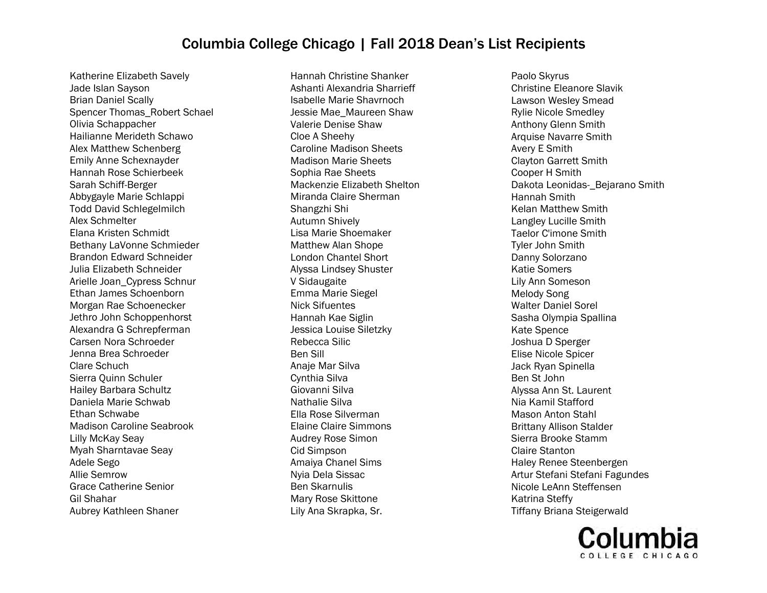# Columbia College Chicago | Fall 2018 Dean's List Recipients

Katherine Elizabeth Savely
Jade Islan Sayson
Brian Daniel Scally
Spencer Thomas_Robert Schael
Olivia Schappacher
Hailianne Merideth Schawo
Alex Matthew Schenberg
Emily Anne Schexnayder
Hannah Rose Schierbeek
Sarah Schiff-Berger
Abbygayle Marie Schlappi
Todd David Schlegelmilch
Alex Schmelter
Elana Kristen Schmidt
Bethany LaVonne Schmieder
Brandon Edward Schneider
Julia Elizabeth Schneider
Arielle Joan_Cypress Schnur
Ethan James Schoenborn
Morgan Rae Schoenecker
Jethro John Schoppenhorst
Alexandra G Schrepferman
Carsen Nora Schroeder
Jenna Brea Schroeder
Clare Schuch
Sierra Quinn Schuler
Hailey Barbara Schultz
Daniela Marie Schwab
Ethan Schwabe
Madison Caroline Seabrook
Lilly McKay Seay
Myah Sharntavae Seay
Adele Sego
Allie Semrow
Grace Catherine Senior
Gil Shahar
Aubrey Kathleen Shaner
Hannah Christine Shanker
Ashanti Alexandria Sharrieff
Isabelle Marie Shavrnoch
Jessie Mae_Maureen Shaw
Valerie Denise Shaw
Cloe A Sheehy
Caroline Madison Sheets
Madison Marie Sheets
Sophia Rae Sheets
Mackenzie Elizabeth Shelton
Miranda Claire Sherman
Shangzhi Shi
Autumn Shively
Lisa Marie Shoemaker
Matthew Alan Shope
London Chantel Short
Alyssa Lindsey Shuster
V Sidaugaite
Emma Marie Siegel
Nick Sifuentes
Hannah Kae Siglin
Jessica Louise Siletzky
Rebecca Silic
Ben Sill
Anaje Mar Silva
Cynthia Silva
Giovanni Silva
Nathalie Silva
Ella Rose Silverman
Elaine Claire Simmons
Audrey Rose Simon
Cid Simpson
Amaiya Chanel Sims
Nyia Dela Sissac
Ben Skarnulis
Mary Rose Skittone
Lily Ana Skrapka, Sr.
Paolo Skyrus
Christine Eleanore Slavik
Lawson Wesley Smead
Rylie Nicole Smedley
Anthony Glenn Smith
Arquise Navarre Smith
Avery E Smith
Clayton Garrett Smith
Cooper H Smith
Dakota Leonidas-_Bejarano Smith
Hannah Smith
Kelan Matthew Smith
Langley Lucille Smith
Taelor C'imone Smith
Tyler John Smith
Danny Solorzano
Katie Somers
Lily Ann Someson
Melody Song
Walter Daniel Sorel
Sasha Olympia Spallina
Kate Spence
Joshua D Sperger
Elise Nicole Spicer
Jack Ryan Spinella
Ben St John
Alyssa Ann St. Laurent
Nia Kamil Stafford
Mason Anton Stahl
Brittany Allison Stalder
Sierra Brooke Stamm
Claire Stanton
Haley Renee Steenbergen
Artur Stefani Stefani Fagundes
Nicole LeAnn Steffensen
Katrina Steffy
Tiffany Briana Steigerwald

Columbia
COLLEGE CHICAGO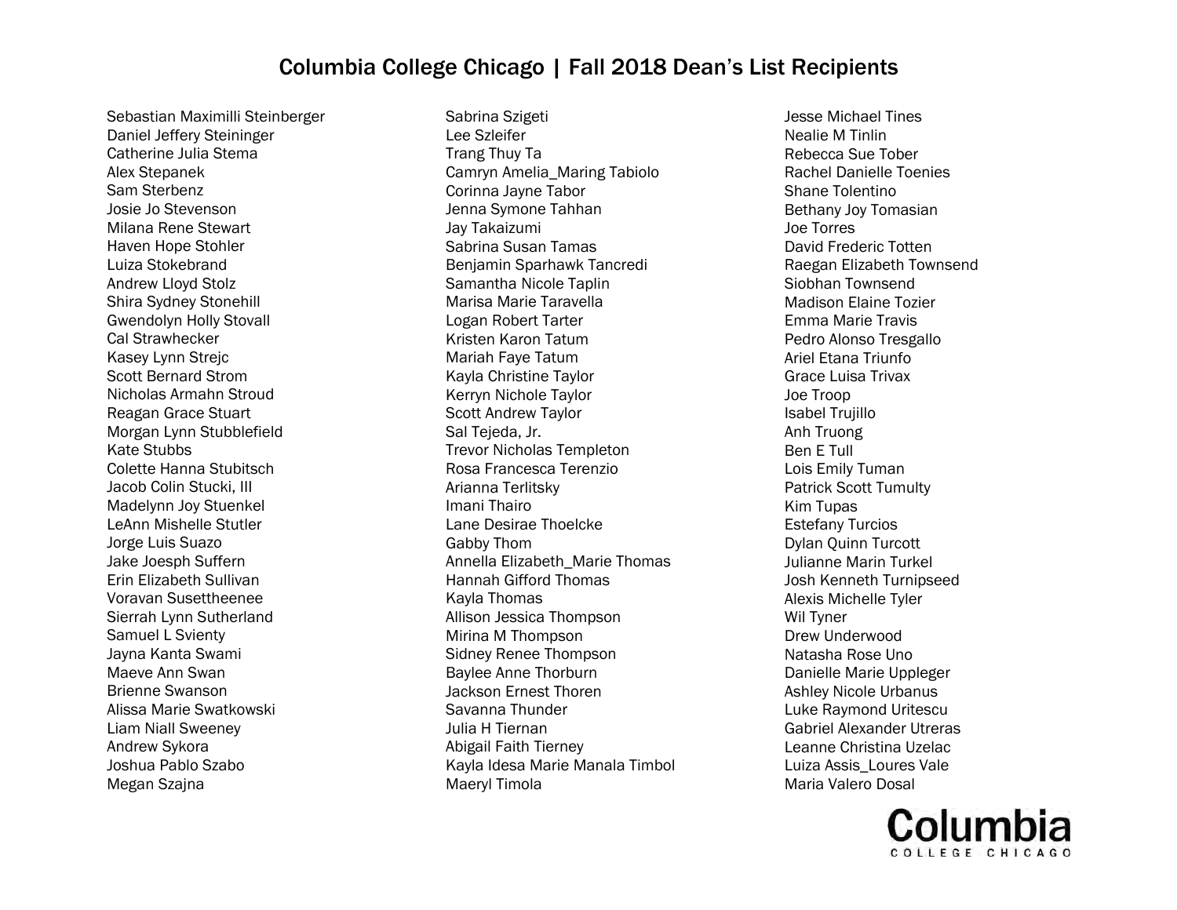# Columbia College Chicago | Fall 2018 Dean's List Recipients

Sebastian Maximilli Steinberger
Daniel Jeffery Steininger
Catherine Julia Stema
Alex Stepanek
Sam Sterbenz
Josie Jo Stevenson
Milana Rene Stewart
Haven Hope Stohler
Luiza Stokebrand
Andrew Lloyd Stolz
Shira Sydney Stonehill
Gwendolyn Holly Stovall
Cal Strawhecker
Kasey Lynn Strejc
Scott Bernard Strom
Nicholas Armahn Stroud
Reagan Grace Stuart
Morgan Lynn Stubblefield
Kate Stubbs
Colette Hanna Stubitsch
Jacob Colin Stucki, III
Madelynn Joy Stuenkel
LeAnn Mishelle Stutler
Jorge Luis Suazo
Jake Joesph Suffern
Erin Elizabeth Sullivan
Voravan Susettheenee
Sierrah Lynn Sutherland
Samuel L Svienty
Jayna Kanta Swami
Maeve Ann Swan
Brienne Swanson
Alissa Marie Swatkowski
Liam Niall Sweeney
Andrew Sykora
Joshua Pablo Szabo
Megan Szajna
Sabrina Szigeti
Lee Szleifer
Trang Thuy Ta
Camryn Amelia_Maring Tabiolo
Corinna Jayne Tabor
Jenna Symone Tahhan
Jay Takaizumi
Sabrina Susan Tamas
Benjamin Sparhawk Tancredi
Samantha Nicole Taplin
Marisa Marie Taravella
Logan Robert Tarter
Kristen Karon Tatum
Mariah Faye Tatum
Kayla Christine Taylor
Kerryn Nichole Taylor
Scott Andrew Taylor
Sal Tejeda, Jr.
Trevor Nicholas Templeton
Rosa Francesca Terenzio
Arianna Terlitsky
Imani Thairo
Lane Desirae Thoelcke
Gabby Thom
Annella Elizabeth_Marie Thomas
Hannah Gifford Thomas
Kayla Thomas
Allison Jessica Thompson
Mirina M Thompson
Sidney Renee Thompson
Baylee Anne Thorburn
Jackson Ernest Thoren
Savanna Thunder
Julia H Tiernan
Abigail Faith Tierney
Kayla Idesa Marie Manala Timbol
Maeryl Timola
Jesse Michael Tines
Nealie M Tinlin
Rebecca Sue Tober
Rachel Danielle Toenies
Shane Tolentino
Bethany Joy Tomasian
Joe Torres
David Frederic Totten
Raegan Elizabeth Townsend
Siobhan Townsend
Madison Elaine Tozier
Emma Marie Travis
Pedro Alonso Tresgallo
Ariel Etana Triunfo
Grace Luisa Trivax
Joe Troop
Isabel Trujillo
Anh Truong
Ben E Tull
Lois Emily Tuman
Patrick Scott Tumulty
Kim Tupas
Estefany Turcios
Dylan Quinn Turcott
Julianne Marin Turkel
Josh Kenneth Turnipseed
Alexis Michelle Tyler
Wil Tyner
Drew Underwood
Natasha Rose Uno
Danielle Marie Uppleger
Ashley Nicole Urbanus
Luke Raymond Uritescu
Gabriel Alexander Utreras
Leanne Christina Uzelac
Luiza Assis_Loures Vale
Maria Valero Dosal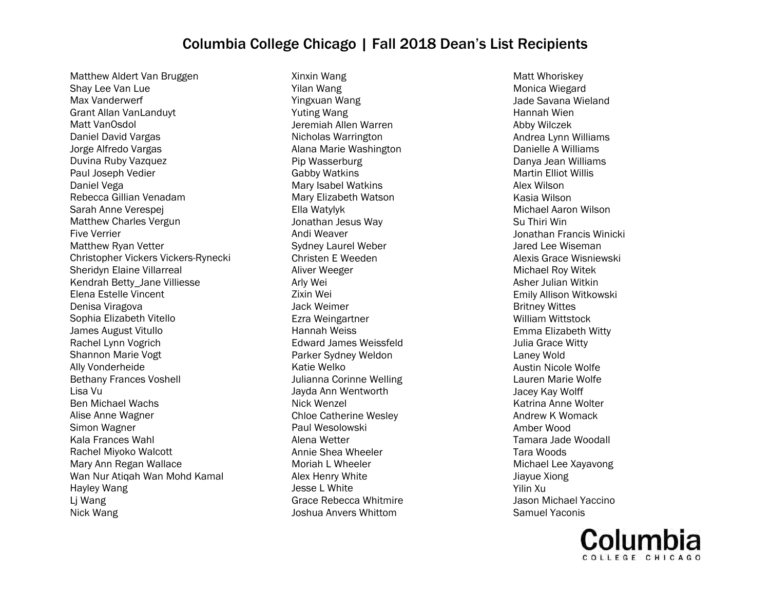# Columbia College Chicago | Fall 2018 Dean's List Recipients

Matthew Aldert Van Bruggen
Shay Lee Van Lue
Max Vanderwerf
Grant Allan VanLanduyt
Matt VanOsdol
Daniel David Vargas
Jorge Alfredo Vargas
Duvina Ruby Vazquez
Paul Joseph Vedier
Daniel Vega
Rebecca Gillian Venadam
Sarah Anne Verespej
Matthew Charles Vergun
Five Verrier
Matthew Ryan Vetter
Christopher Vickers Vickers-Rynecki
Sheridyn Elaine Villarreal
Kendrah Betty_Jane Villiesse
Elena Estelle Vincent
Denisa Viragova
Sophia Elizabeth Vitello
James August Vitullo
Rachel Lynn Vogrich
Shannon Marie Vogt
Ally Vonderheide
Bethany Frances Voshell
Lisa Vu
Ben Michael Wachs
Alise Anne Wagner
Simon Wagner
Kala Frances Wahl
Rachel Miyoko Walcott
Mary Ann Regan Wallace
Wan Nur Atiqah Wan Mohd Kamal
Hayley Wang
Lj Wang
Nick Wang
Xinxin Wang
Yilan Wang
Yingxuan Wang
Yuting Wang
Jeremiah Allen Warren
Nicholas Warrington
Alana Marie Washington
Pip Wasserburg
Gabby Watkins
Mary Isabel Watkins
Mary Elizabeth Watson
Ella Watylyk
Jonathan Jesus Way
Andi Weaver
Sydney Laurel Weber
Christen E Weeden
Aliver Weeger
Arly Wei
Zixin Wei
Jack Weimer
Ezra Weingartner
Hannah Weiss
Edward James Weissfeld
Parker Sydney Weldon
Katie Welko
Julianna Corinne Welling
Jayda Ann Wentworth
Nick Wenzel
Chloe Catherine Wesley
Paul Wesolowski
Alena Wetter
Annie Shea Wheeler
Moriah L Wheeler
Alex Henry White
Jesse L White
Grace Rebecca Whitmire
Joshua Anvers Whittom
Matt Whoriskey
Monica Wiegard
Jade Savana Wieland
Hannah Wien
Abby Wilczek
Andrea Lynn Williams
Danielle A Williams
Danya Jean Williams
Martin Elliot Willis
Alex Wilson
Kasia Wilson
Michael Aaron Wilson
Su Thiri Win
Jonathan Francis Winicki
Jared Lee Wiseman
Alexis Grace Wisniewski
Michael Roy Witek
Asher Julian Witkin
Emily Allison Witkowski
Britney Wittes
William Wittstock
Emma Elizabeth Witty
Julia Grace Witty
Laney Wold
Austin Nicole Wolfe
Lauren Marie Wolfe
Jacey Kay Wolff
Katrina Anne Wolter
Andrew K Womack
Amber Wood
Tamara Jade Woodall
Tara Woods
Michael Lee Xayavong
Jiayue Xiong
Yilin Xu
Jason Michael Yaccino
Samuel Yaconis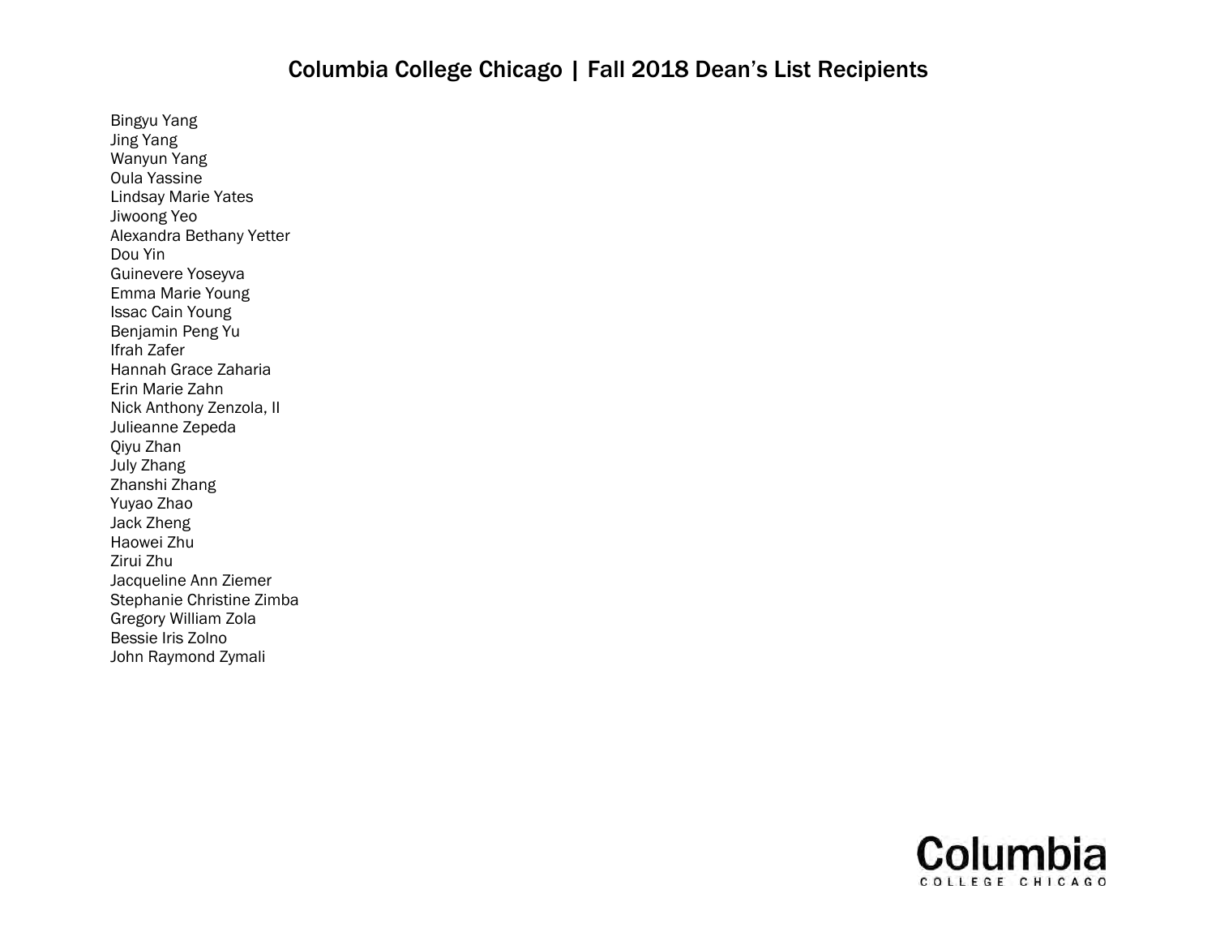# Columbia College Chicago | Fall 2018 Dean's List Recipients

Bingyu Yang
Jing Yang
Wanyun Yang
Oula Yassine
Lindsay Marie Yates
Jiwoong Yeo
Alexandra Bethany Yetter
Dou Yin
Guinevere Yoseyva
Emma Marie Young
Issac Cain Young
Benjamin Peng Yu
Ifrah Zafer
Hannah Grace Zaharia
Erin Marie Zahn
Nick Anthony Zenzola, II
Julieanne Zepeda
Qiyu Zhan
July Zhang
Zhanshi Zhang
Yuyao Zhao
Jack Zheng
Haowei Zhu
Zirui Zhu
Jacqueline Ann Ziemer
Stephanie Christine Zimba
Gregory William Zola
Bessie Iris Zolno
John Raymond Zymali